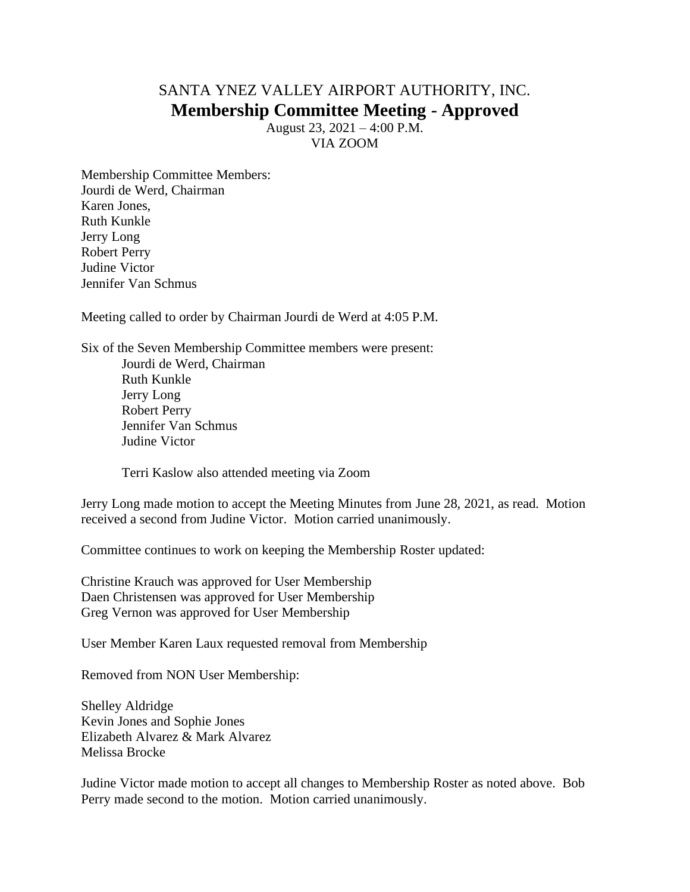SANTA YNEZ VALLEY AIRPORT AUTHORITY, INC.

# Membership Committee Meeting - Approved

August 23, 2021 – 4:00 P.M.
VIA ZOOM

Membership Committee Members:
Jourdi de Werd, Chairman
Karen Jones,
Ruth Kunkle
Jerry Long
Robert Perry
Judine Victor
Jennifer Van Schmus

Meeting called to order by Chairman Jourdi de Werd at 4:05 P.M.

Six of the Seven Membership Committee members were present:

- Jourdi de Werd, Chairman
- Ruth Kunkle
- Jerry Long
- Robert Perry
- Jennifer Van Schmus
- Judine Victor

Terri Kaslow also attended meeting via Zoom

Jerry Long made motion to accept the Meeting Minutes from June 28, 2021, as read. Motion received a second from Judine Victor. Motion carried unanimously.

Committee continues to work on keeping the Membership Roster updated:

Christine Krauch was approved for User Membership
Daen Christensen was approved for User Membership
Greg Vernon was approved for User Membership

User Member Karen Laux requested removal from Membership

Removed from NON User Membership:

Shelley Aldridge
Kevin Jones and Sophie Jones
Elizabeth Alvarez & Mark Alvarez
Melissa Brocke

Judine Victor made motion to accept all changes to Membership Roster as noted above. Bob Perry made second to the motion. Motion carried unanimously.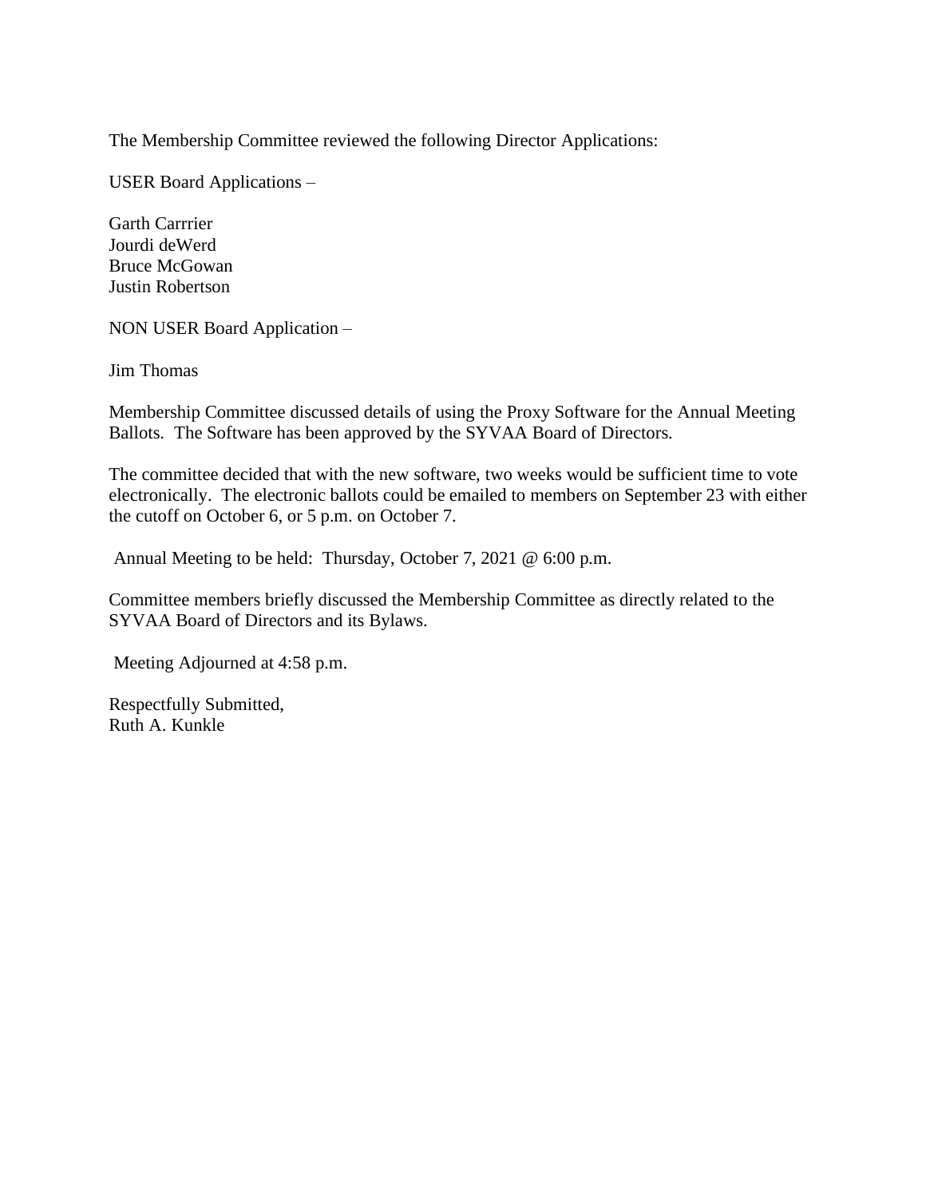The Membership Committee reviewed the following Director Applications:

USER Board Applications –

Garth Carrrier
Jourdi deWerd
Bruce McGowan
Justin Robertson

NON USER Board Application –

Jim Thomas

Membership Committee discussed details of using the Proxy Software for the Annual Meeting Ballots. The Software has been approved by the SYVAA Board of Directors.

The committee decided that with the new software, two weeks would be sufficient time to vote electronically. The electronic ballots could be emailed to members on September 23 with either the cutoff on October 6, or 5 p.m. on October 7.

Annual Meeting to be held: Thursday, October 7, 2021 @ 6:00 p.m.

Committee members briefly discussed the Membership Committee as directly related to the SYVAA Board of Directors and its Bylaws.

Meeting Adjourned at 4:58 p.m.

Respectfully Submitted,
Ruth A. Kunkle